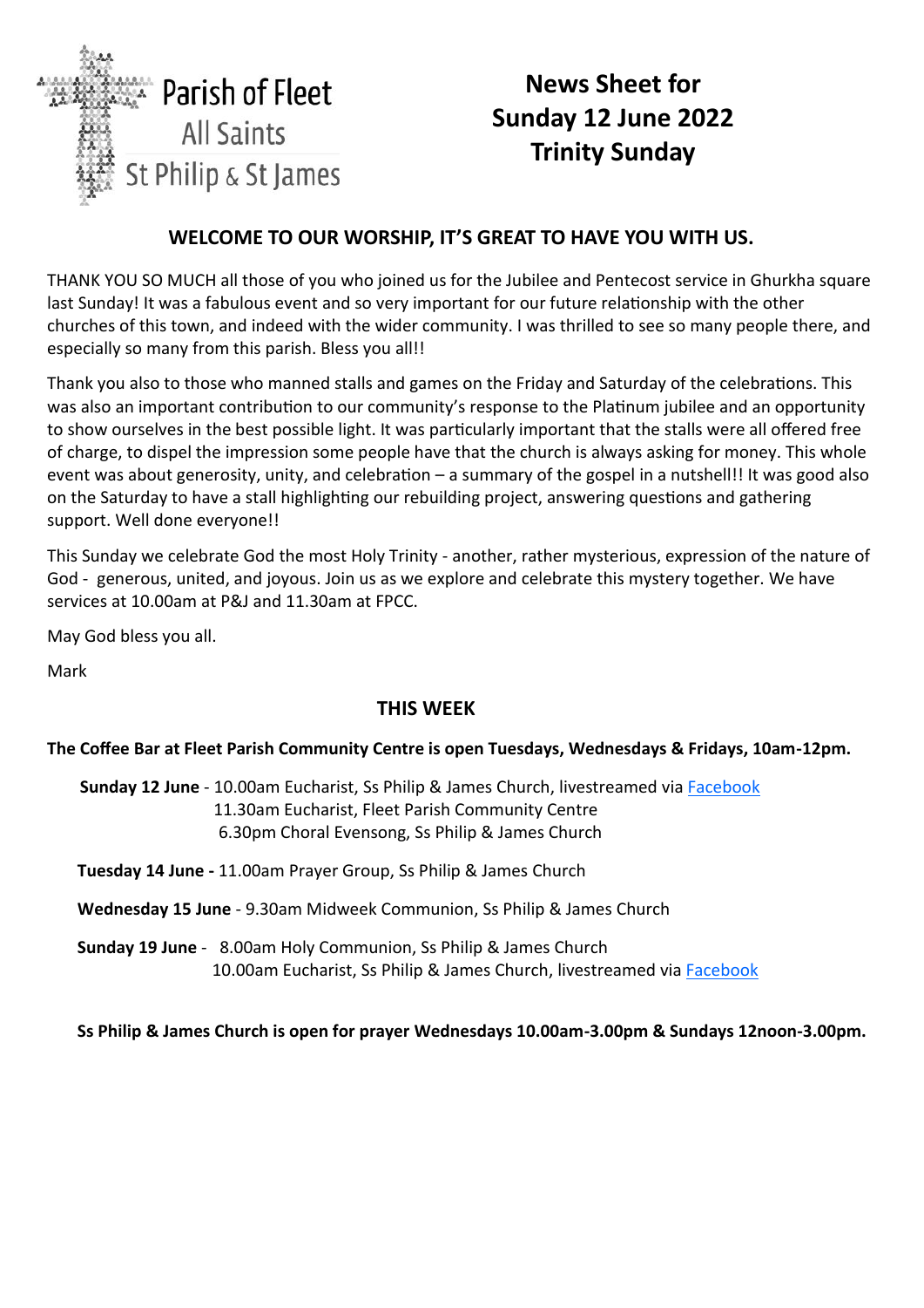Parish of Fleet
All Saints
St Philip & St James

# News Sheet for Sunday 12 June 2022 Trinity Sunday

## WELCOME TO OUR WORSHIP, IT'S GREAT TO HAVE YOU WITH US.

THANK YOU SO MUCH all those of you who joined us for the Jubilee and Pentecost service in Ghurkha square last Sunday! It was a fabulous event and so very important for our future relationship with the other churches of this town, and indeed with the wider community. I was thrilled to see so many people there, and especially so many from this parish. Bless you all!!

Thank you also to those who manned stalls and games on the Friday and Saturday of the celebrations. This was also an important contribution to our community's response to the Platinum jubilee and an opportunity to show ourselves in the best possible light. It was particularly important that the stalls were all offered free of charge, to dispel the impression some people have that the church is always asking for money. This whole event was about generosity, unity, and celebration – a summary of the gospel in a nutshell!! It was good also on the Saturday to have a stall highlighting our rebuilding project, answering questions and gathering support. Well done everyone!!

This Sunday we celebrate God the most Holy Trinity - another, rather mysterious, expression of the nature of God - generous, united, and joyous. Join us as we explore and celebrate this mystery together. We have services at 10.00am at P&J and 11.30am at FPCC.

May God bless you all.

Mark

## THIS WEEK

**The Coffee Bar at Fleet Parish Community Centre is open Tuesdays, Wednesdays & Fridays, 10am-12pm.**

**Sunday 12 June** - 10.00am Eucharist, Ss Philip & James Church, livestreamed via Facebook
11.30am Eucharist, Fleet Parish Community Centre
6.30pm Choral Evensong, Ss Philip & James Church

**Tuesday 14 June -** 11.00am Prayer Group, Ss Philip & James Church

**Wednesday 15 June** - 9.30am Midweek Communion, Ss Philip & James Church

**Sunday 19 June** - 8.00am Holy Communion, Ss Philip & James Church
10.00am Eucharist, Ss Philip & James Church, livestreamed via Facebook

**Ss Philip & James Church is open for prayer Wednesdays 10.00am-3.00pm & Sundays 12noon-3.00pm.**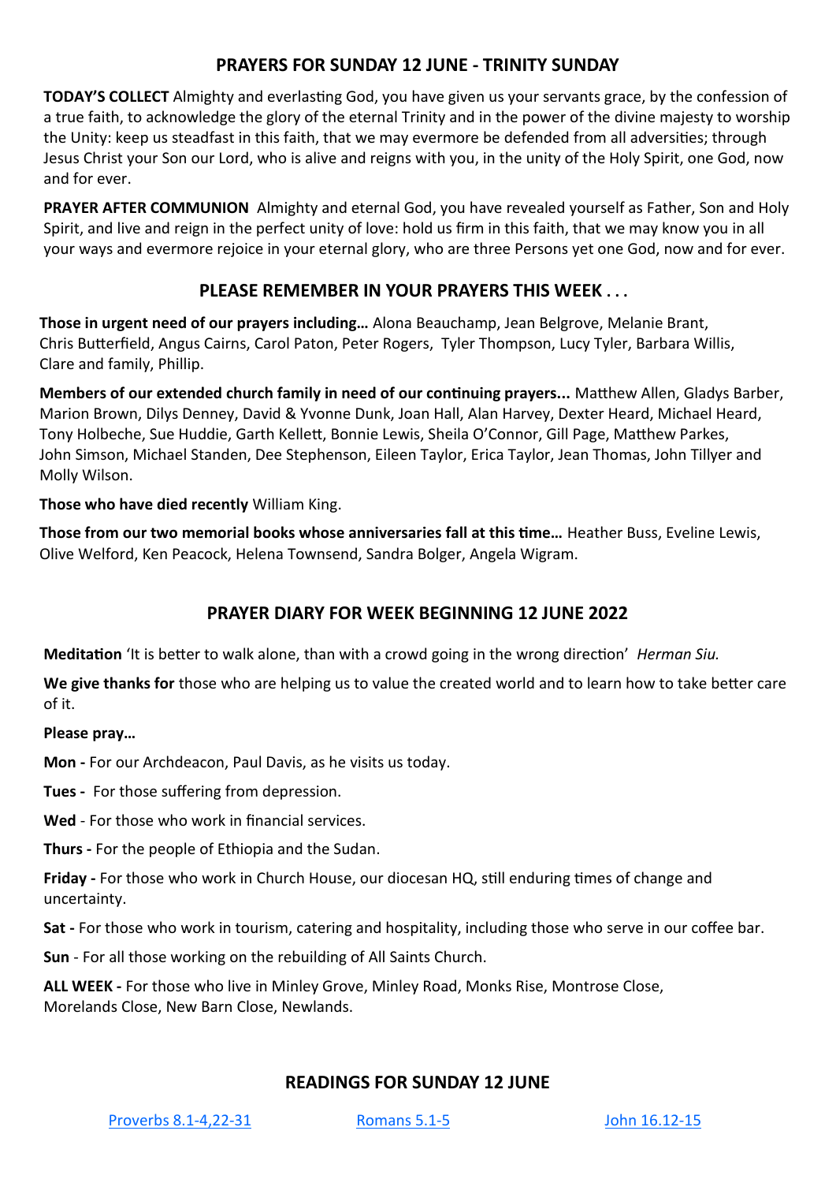## PRAYERS FOR SUNDAY 12 JUNE - TRINITY SUNDAY

**TODAY'S COLLECT** Almighty and everlasting God, you have given us your servants grace, by the confession of a true faith, to acknowledge the glory of the eternal Trinity and in the power of the divine majesty to worship the Unity: keep us steadfast in this faith, that we may evermore be defended from all adversities; through Jesus Christ your Son our Lord, who is alive and reigns with you, in the unity of the Holy Spirit, one God, now and for ever.

**PRAYER AFTER COMMUNION** Almighty and eternal God, you have revealed yourself as Father, Son and Holy Spirit, and live and reign in the perfect unity of love: hold us firm in this faith, that we may know you in all your ways and evermore rejoice in your eternal glory, who are three Persons yet one God, now and for ever.

## PLEASE REMEMBER IN YOUR PRAYERS THIS WEEK . . .

**Those in urgent need of our prayers including…** Alona Beauchamp, Jean Belgrove, Melanie Brant, Chris Butterfield, Angus Cairns, Carol Paton, Peter Rogers, Tyler Thompson, Lucy Tyler, Barbara Willis, Clare and family, Phillip.

**Members of our extended church family in need of our continuing prayers...** Matthew Allen, Gladys Barber, Marion Brown, Dilys Denney, David & Yvonne Dunk, Joan Hall, Alan Harvey, Dexter Heard, Michael Heard, Tony Holbeche, Sue Huddie, Garth Kellett, Bonnie Lewis, Sheila O'Connor, Gill Page, Matthew Parkes, John Simson, Michael Standen, Dee Stephenson, Eileen Taylor, Erica Taylor, Jean Thomas, John Tillyer and Molly Wilson.

**Those who have died recently** William King.

**Those from our two memorial books whose anniversaries fall at this time…** Heather Buss, Eveline Lewis, Olive Welford, Ken Peacock, Helena Townsend, Sandra Bolger, Angela Wigram.

## PRAYER DIARY FOR WEEK BEGINNING 12 JUNE 2022

**Meditation** 'It is better to walk alone, than with a crowd going in the wrong direction' *Herman Siu.*

**We give thanks for** those who are helping us to value the created world and to learn how to take better care of it.

**Please pray…**

**Mon -** For our Archdeacon, Paul Davis, as he visits us today.

**Tues -** For those suffering from depression.

**Wed** - For those who work in financial services.

**Thurs -** For the people of Ethiopia and the Sudan.

**Friday -** For those who work in Church House, our diocesan HQ, still enduring times of change and uncertainty.

**Sat -** For those who work in tourism, catering and hospitality, including those who serve in our coffee bar.

**Sun** - For all those working on the rebuilding of All Saints Church.

**ALL WEEK -** For those who live in Minley Grove, Minley Road, Monks Rise, Montrose Close, Morelands Close, New Barn Close, Newlands.

## READINGS FOR SUNDAY 12 JUNE

Proverbs 8.1-4,22-31 Romans 5.1-5 John 16.12-15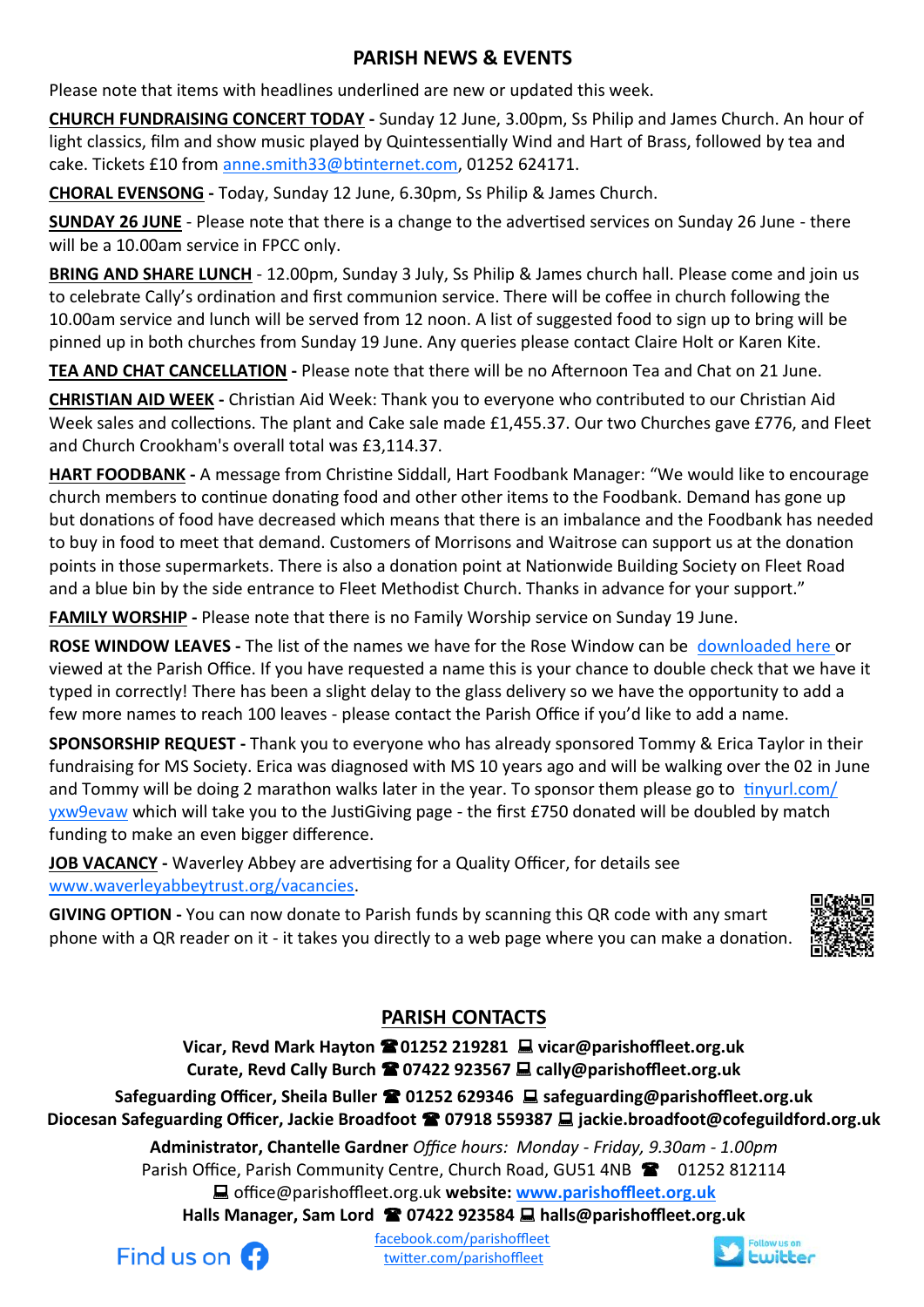## PARISH NEWS & EVENTS

Please note that items with headlines underlined are new or updated this week.

**CHURCH FUNDRAISING CONCERT TODAY -** Sunday 12 June, 3.00pm, Ss Philip and James Church. An hour of light classics, film and show music played by Quintessentially Wind and Hart of Brass, followed by tea and cake. Tickets £10 from anne.smith33@btinternet.com, 01252 624171.

**CHORAL EVENSONG -** Today, Sunday 12 June, 6.30pm, Ss Philip & James Church.

**SUNDAY 26 JUNE** - Please note that there is a change to the advertised services on Sunday 26 June - there will be a 10.00am service in FPCC only.

**BRING AND SHARE LUNCH** - 12.00pm, Sunday 3 July, Ss Philip & James church hall. Please come and join us to celebrate Cally's ordination and first communion service. There will be coffee in church following the 10.00am service and lunch will be served from 12 noon. A list of suggested food to sign up to bring will be pinned up in both churches from Sunday 19 June. Any queries please contact Claire Holt or Karen Kite.

**TEA AND CHAT CANCELLATION -** Please note that there will be no Afternoon Tea and Chat on 21 June.

**CHRISTIAN AID WEEK -** Christian Aid Week: Thank you to everyone who contributed to our Christian Aid Week sales and collections. The plant and Cake sale made £1,455.37. Our two Churches gave £776, and Fleet and Church Crookham's overall total was £3,114.37.

**HART FOODBANK -** A message from Christine Siddall, Hart Foodbank Manager: "We would like to encourage church members to continue donating food and other other items to the Foodbank. Demand has gone up but donations of food have decreased which means that there is an imbalance and the Foodbank has needed to buy in food to meet that demand. Customers of Morrisons and Waitrose can support us at the donation points in those supermarkets. There is also a donation point at Nationwide Building Society on Fleet Road and a blue bin by the side entrance to Fleet Methodist Church. Thanks in advance for your support."

**FAMILY WORSHIP -** Please note that there is no Family Worship service on Sunday 19 June.

**ROSE WINDOW LEAVES -** The list of the names we have for the Rose Window can be downloaded here or viewed at the Parish Office. If you have requested a name this is your chance to double check that we have it typed in correctly! There has been a slight delay to the glass delivery so we have the opportunity to add a few more names to reach 100 leaves - please contact the Parish Office if you'd like to add a name.

**SPONSORSHIP REQUEST -** Thank you to everyone who has already sponsored Tommy & Erica Taylor in their fundraising for MS Society. Erica was diagnosed with MS 10 years ago and will be walking over the 02 in June and Tommy will be doing 2 marathon walks later in the year. To sponsor them please go to tinyurl.com/yxw9evaw which will take you to the JustiGiving page - the first £750 donated will be doubled by match funding to make an even bigger difference.

**JOB VACANCY -** Waverley Abbey are advertising for a Quality Officer, for details see www.waverleyabbeytrust.org/vacancies.

**GIVING OPTION -** You can now donate to Parish funds by scanning this QR code with any smart phone with a QR reader on it - it takes you directly to a web page where you can make a donation.

## PARISH CONTACTS

**Vicar, Revd Mark Hayton ☎ 01252 219281 vicar@parishoffleet.org.uk**

**Curate, Revd Cally Burch ☎ 07422 923567 cally@parishoffleet.org.uk**

**Safeguarding Officer, Sheila Buller ☎ 01252 629346 safeguarding@parishoffleet.org.uk**

**Diocesan Safeguarding Officer, Jackie Broadfoot ☎ 07918 559387 jackie.broadfoot@cofeguildford.org.uk**

**Administrator, Chantelle Gardner** *Office hours: Monday - Friday, 9.30am - 1.00pm*

Parish Office, Parish Community Centre, Church Road, GU51 4NB ☎ 01252 812114

office@parishoffleet.org.uk **website: www.parishoffleet.org.uk**

**Halls Manager, Sam Lord ☎ 07422 923584 halls@parishoffleet.org.uk**

Find us on

facebook.com/parishoffleet

twitter.com/parishoffleet

Follow us on twitter